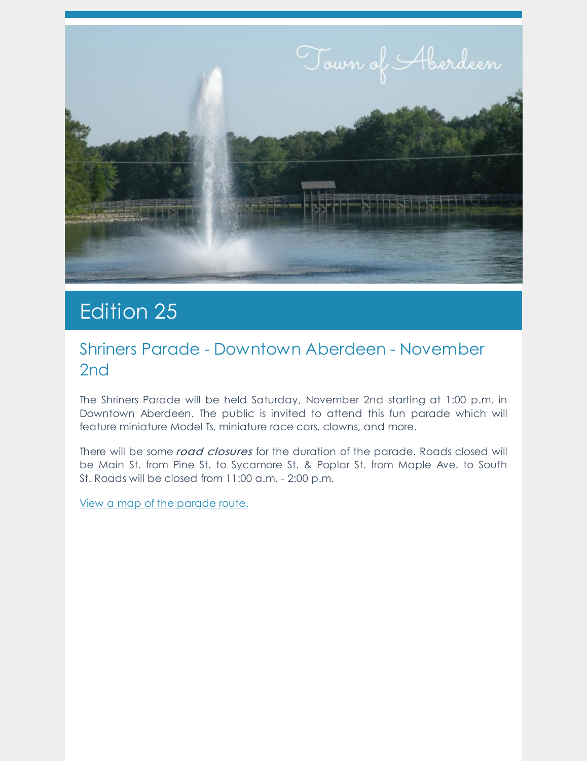# Edition 25

## Shriners Parade - Downtown Aberdeen - November 2nd

The Shriners Parade will be held Saturday, November 2nd starting at 1:00 p.m. in Downtown Aberdeen. The public is invited to attend this fun parade which will feature miniature Model Ts, miniature race cars, clowns, and more.

There will be some *road closures* for the duration of the parade. Roads closed will be Main St. from Pine St. to Sycamore St. & Poplar St. from Maple Ave. to South St. Roads will be closed from 11:00 a.m. - 2:00 p.m.

View a map of the parade route.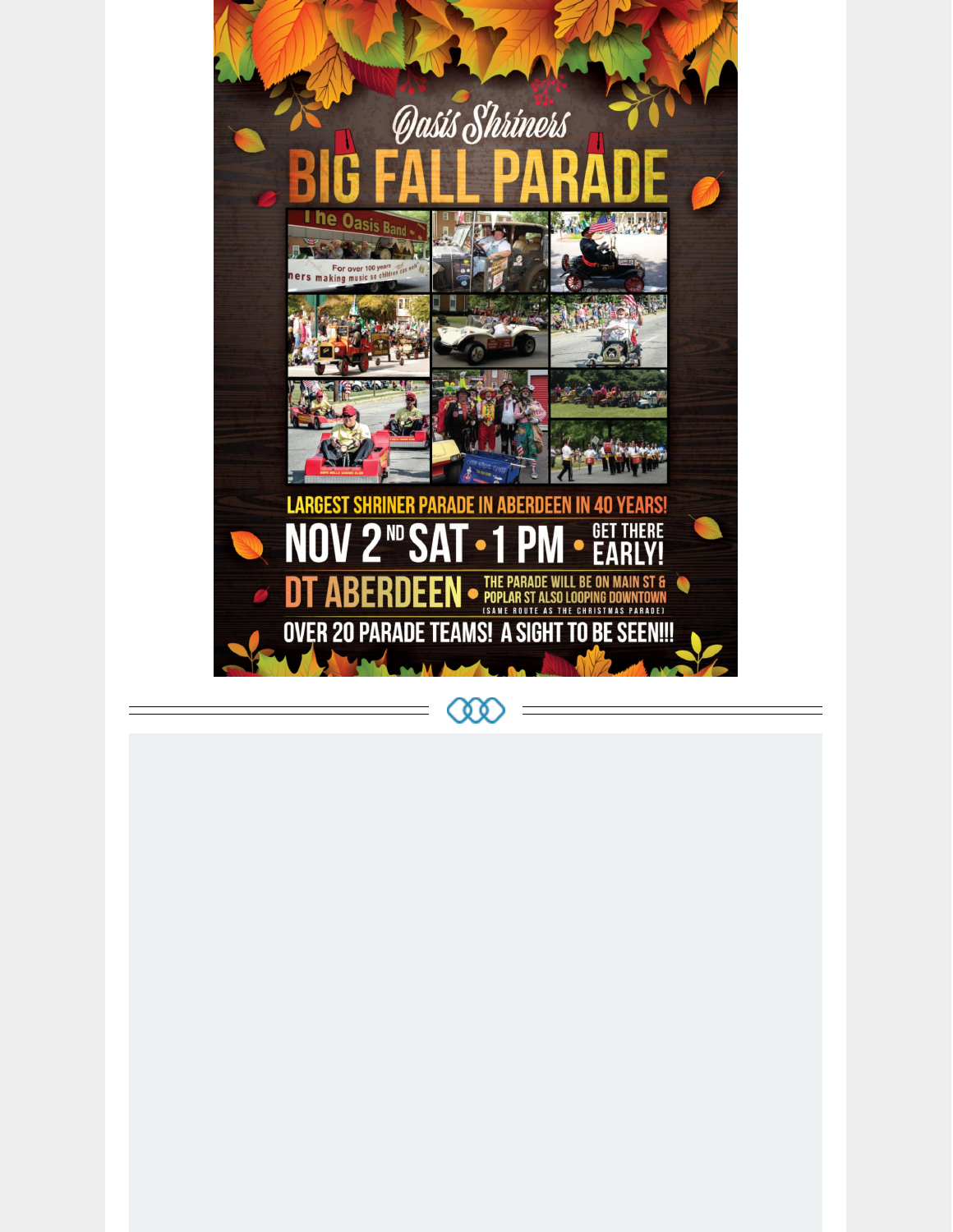# Oasis Shriners

# BIG FALL PARADE

LARGEST SHRINER PARADE IN ABERDEEN IN 40 YEARS!

NOV 2ND SAT • 1 PM • GET THERE EARLY!

DT ABERDEEN • THE PARADE WILL BE ON MAIN ST & POPLAR ST ALSO LOOPING DOWNTOWN (SAME ROUTE AS THE CHRISTMAS PARADE)

OVER 20 PARADE TEAMS! A SIGHT TO BE SEEN!!!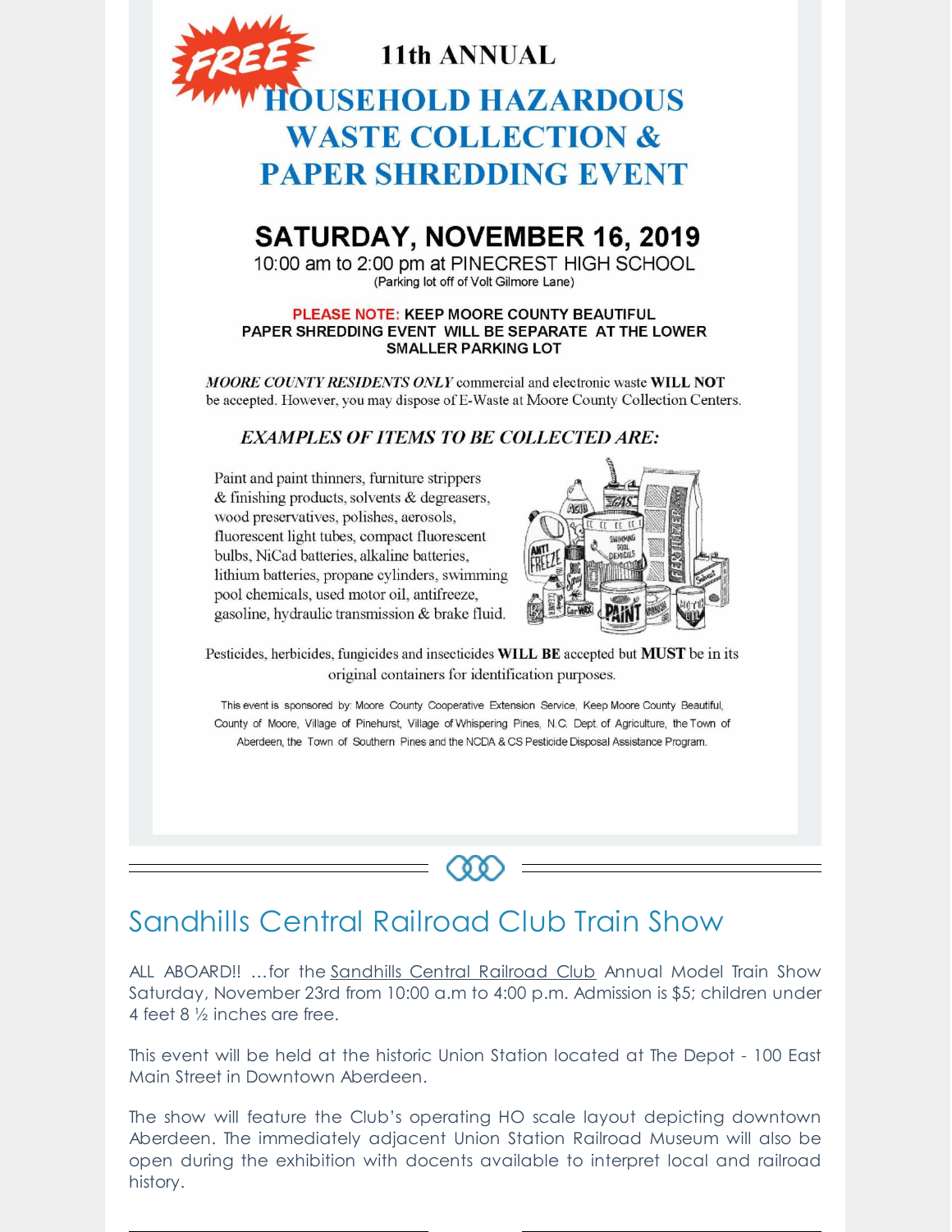**FREE**

**11th ANNUAL**

# HOUSEHOLD HAZARDOUS WASTE COLLECTION & PAPER SHREDDING EVENT

## SATURDAY, NOVEMBER 16, 2019

10:00 am to 2:00 pm at PINECREST HIGH SCHOOL

(Parking lot off of Volt Gilmore Lane)

**PLEASE NOTE: KEEP MOORE COUNTY BEAUTIFUL PAPER SHREDDING EVENT WILL BE SEPARATE AT THE LOWER SMALLER PARKING LOT**

***MOORE COUNTY RESIDENTS ONLY*** commercial and electronic waste **WILL NOT** be accepted. However, you may dispose of E-Waste at Moore County Collection Centers.

***EXAMPLES OF ITEMS TO BE COLLECTED ARE:***

Paint and paint thinners, furniture strippers & finishing products, solvents & degreasers, wood preservatives, polishes, aerosols, fluorescent light tubes, compact fluorescent bulbs, NiCad batteries, alkaline batteries, lithium batteries, propane cylinders, swimming pool chemicals, used motor oil, antifreeze, gasoline, hydraulic transmission & brake fluid.

Pesticides, herbicides, fungicides and insecticides **WILL BE** accepted but **MUST** be in its original containers for identification purposes.

This event is sponsored by: Moore County Cooperative Extension Service, Keep Moore County Beautiful, County of Moore, Village of Pinehurst, Village of Whispering Pines, N.C. Dept. of Agriculture, the Town of Aberdeen, the Town of Southern Pines and the NCDA & CS Pesticide Disposal Assistance Program.

# Sandhills Central Railroad Club Train Show

ALL ABOARD!! ...for the Sandhills Central Railroad Club Annual Model Train Show Saturday, November 23rd from 10:00 a.m to 4:00 p.m. Admission is $5; children under 4 feet 8 ½ inches are free.

This event will be held at the historic Union Station located at The Depot - 100 East Main Street in Downtown Aberdeen.

The show will feature the Club's operating HO scale layout depicting downtown Aberdeen. The immediately adjacent Union Station Railroad Museum will also be open during the exhibition with docents available to interpret local and railroad history.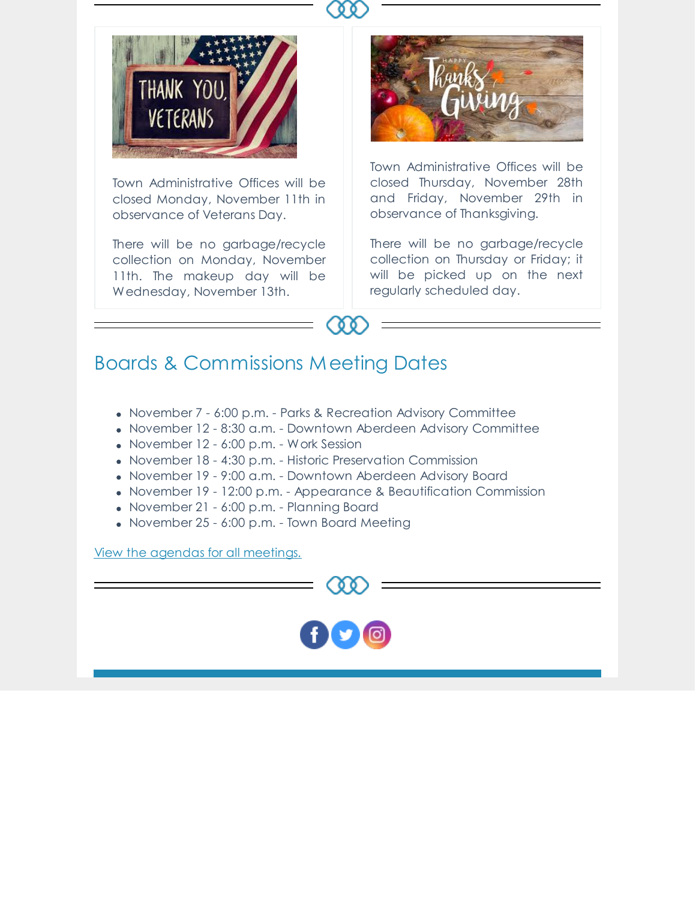Town Administrative Offices will be closed Monday, November 11th in observance of Veterans Day.

There will be no garbage/recycle collection on Monday, November 11th. The makeup day will be Wednesday, November 13th.

Town Administrative Offices will be closed Thursday, November 28th and Friday, November 29th in observance of Thanksgiving.

There will be no garbage/recycle collection on Thursday or Friday; it will be picked up on the next regularly scheduled day.

## Boards & Commissions Meeting Dates

- November 7 - 6:00 p.m. - Parks & Recreation Advisory Committee
- November 12 - 8:30 a.m. - Downtown Aberdeen Advisory Committee
- November 12 - 6:00 p.m. - Work Session
- November 18 - 4:30 p.m. - Historic Preservation Commission
- November 19 - 9:00 a.m. - Downtown Aberdeen Advisory Board
- November 19 - 12:00 p.m. - Appearance & Beautification Commission
- November 21 - 6:00 p.m. - Planning Board
- November 25 - 6:00 p.m. - Town Board Meeting

View the agendas for all meetings.